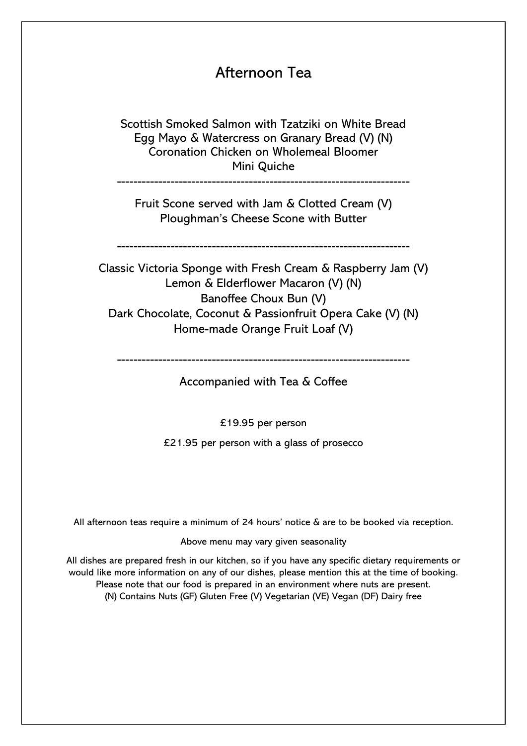# Afternoon Tea

Scottish Smoked Salmon with Tzatziki on White Bread
Egg Mayo & Watercress on Granary Bread (V) (N)
Coronation Chicken on Wholemeal Bloomer
Mini Quiche

---

Fruit Scone served with Jam & Clotted Cream (V)
Ploughman's Cheese Scone with Butter

---

Classic Victoria Sponge with Fresh Cream & Raspberry Jam (V)
Lemon & Elderflower Macaron (V) (N)
Banoffee Choux Bun (V)
Dark Chocolate, Coconut & Passionfruit Opera Cake (V) (N)
Home-made Orange Fruit Loaf (V)

---

Accompanied with Tea & Coffee

£19.95 per person

£21.95 per person with a glass of prosecco

All afternoon teas require a minimum of 24 hours' notice & are to be booked via reception.

Above menu may vary given seasonality

All dishes are prepared fresh in our kitchen, so if you have any specific dietary requirements or would like more information on any of our dishes, please mention this at the time of booking. Please note that our food is prepared in an environment where nuts are present.
(N) Contains Nuts (GF) Gluten Free (V) Vegetarian (VE) Vegan (DF) Dairy free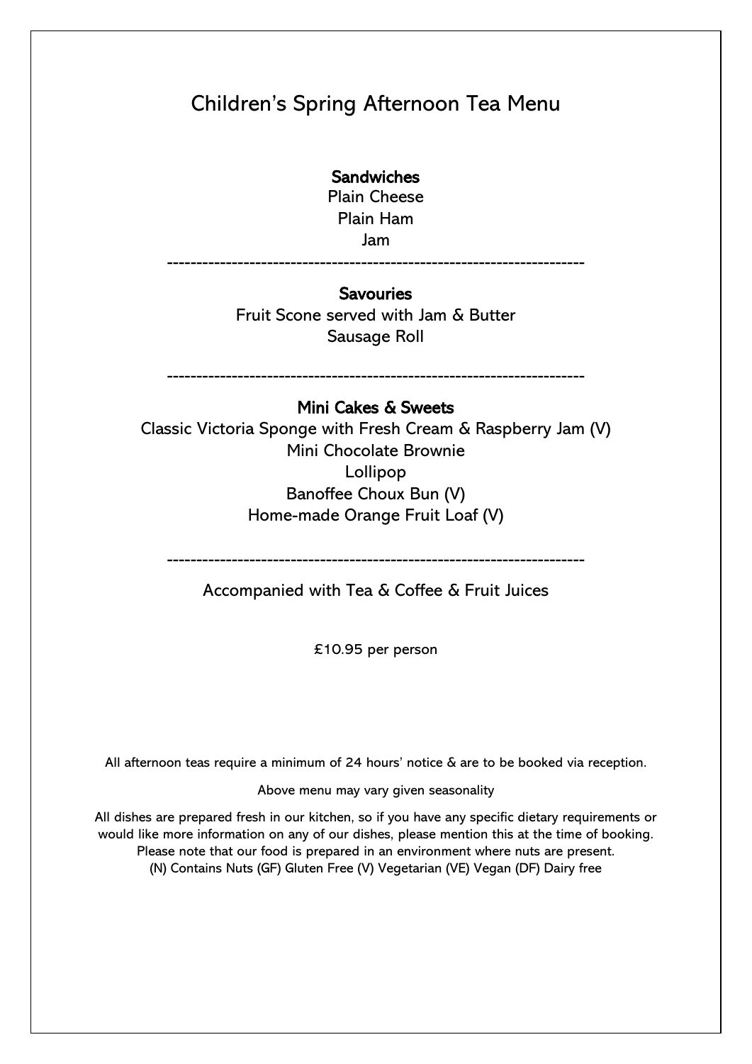# Children's Spring Afternoon Tea Menu

**Sandwiches**

Plain Cheese

Plain Ham

Jam

-----------------------------------------------------------------------

**Savouries**

Fruit Scone served with Jam & Butter

Sausage Roll

-----------------------------------------------------------------------

**Mini Cakes & Sweets**

Classic Victoria Sponge with Fresh Cream & Raspberry Jam (V)

Mini Chocolate Brownie

Lollipop

Banoffee Choux Bun (V)

Home-made Orange Fruit Loaf (V)

-----------------------------------------------------------------------

Accompanied with Tea & Coffee & Fruit Juices

£10.95 per person

All afternoon teas require a minimum of 24 hours' notice & are to be booked via reception.

Above menu may vary given seasonality

All dishes are prepared fresh in our kitchen, so if you have any specific dietary requirements or would like more information on any of our dishes, please mention this at the time of booking.
Please note that our food is prepared in an environment where nuts are present.
(N) Contains Nuts (GF) Gluten Free (V) Vegetarian (VE) Vegan (DF) Dairy free